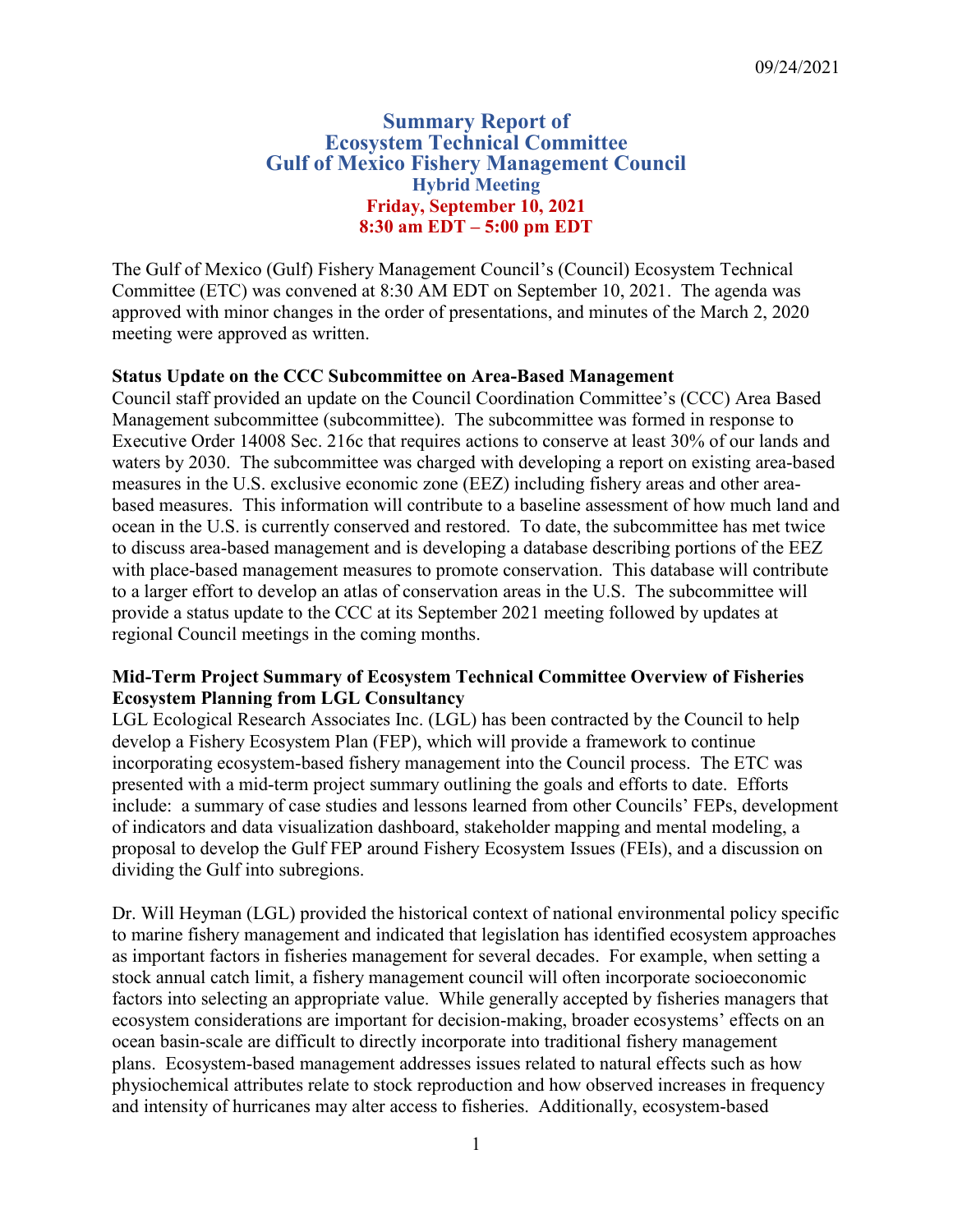09/24/2021

# Summary Report of Ecosystem Technical Committee Gulf of Mexico Fishery Management Council

## Hybrid Meeting

**Friday, September 10, 2021**
**8:30 am EDT – 5:00 pm EDT**

The Gulf of Mexico (Gulf) Fishery Management Council's (Council) Ecosystem Technical Committee (ETC) was convened at 8:30 AM EDT on September 10, 2021. The agenda was approved with minor changes in the order of presentations, and minutes of the March 2, 2020 meeting were approved as written.

**Status Update on the CCC Subcommittee on Area-Based Management**

Council staff provided an update on the Council Coordination Committee's (CCC) Area Based Management subcommittee (subcommittee). The subcommittee was formed in response to Executive Order 14008 Sec. 216c that requires actions to conserve at least 30% of our lands and waters by 2030. The subcommittee was charged with developing a report on existing area-based measures in the U.S. exclusive economic zone (EEZ) including fishery areas and other area-based measures. This information will contribute to a baseline assessment of how much land and ocean in the U.S. is currently conserved and restored. To date, the subcommittee has met twice to discuss area-based management and is developing a database describing portions of the EEZ with place-based management measures to promote conservation. This database will contribute to a larger effort to develop an atlas of conservation areas in the U.S. The subcommittee will provide a status update to the CCC at its September 2021 meeting followed by updates at regional Council meetings in the coming months.

**Mid-Term Project Summary of Ecosystem Technical Committee Overview of Fisheries Ecosystem Planning from LGL Consultancy**

LGL Ecological Research Associates Inc. (LGL) has been contracted by the Council to help develop a Fishery Ecosystem Plan (FEP), which will provide a framework to continue incorporating ecosystem-based fishery management into the Council process. The ETC was presented with a mid-term project summary outlining the goals and efforts to date. Efforts include: a summary of case studies and lessons learned from other Councils' FEPs, development of indicators and data visualization dashboard, stakeholder mapping and mental modeling, a proposal to develop the Gulf FEP around Fishery Ecosystem Issues (FEIs), and a discussion on dividing the Gulf into subregions.

Dr. Will Heyman (LGL) provided the historical context of national environmental policy specific to marine fishery management and indicated that legislation has identified ecosystem approaches as important factors in fisheries management for several decades. For example, when setting a stock annual catch limit, a fishery management council will often incorporate socioeconomic factors into selecting an appropriate value. While generally accepted by fisheries managers that ecosystem considerations are important for decision-making, broader ecosystems' effects on an ocean basin-scale are difficult to directly incorporate into traditional fishery management plans. Ecosystem-based management addresses issues related to natural effects such as how physiochemical attributes relate to stock reproduction and how observed increases in frequency and intensity of hurricanes may alter access to fisheries. Additionally, ecosystem-based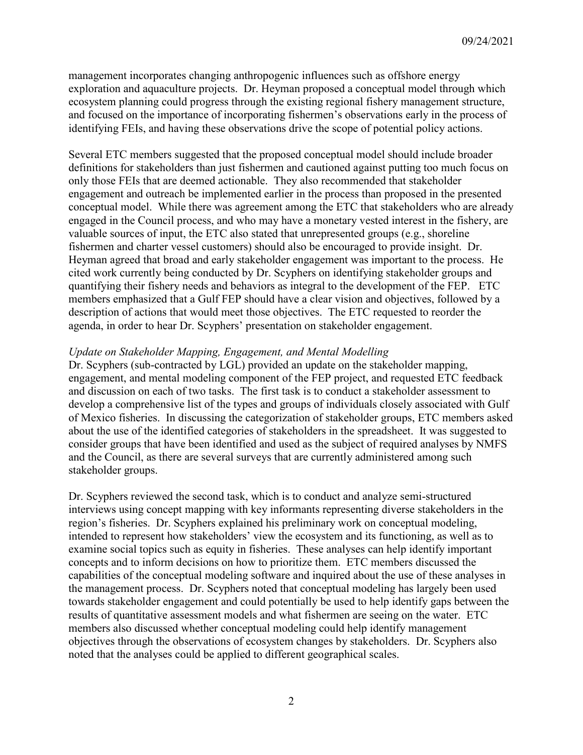management incorporates changing anthropogenic influences such as offshore energy exploration and aquaculture projects. Dr. Heyman proposed a conceptual model through which ecosystem planning could progress through the existing regional fishery management structure, and focused on the importance of incorporating fishermen's observations early in the process of identifying FEIs, and having these observations drive the scope of potential policy actions.

Several ETC members suggested that the proposed conceptual model should include broader definitions for stakeholders than just fishermen and cautioned against putting too much focus on only those FEIs that are deemed actionable. They also recommended that stakeholder engagement and outreach be implemented earlier in the process than proposed in the presented conceptual model. While there was agreement among the ETC that stakeholders who are already engaged in the Council process, and who may have a monetary vested interest in the fishery, are valuable sources of input, the ETC also stated that unrepresented groups (e.g., shoreline fishermen and charter vessel customers) should also be encouraged to provide insight. Dr. Heyman agreed that broad and early stakeholder engagement was important to the process. He cited work currently being conducted by Dr. Scyphers on identifying stakeholder groups and quantifying their fishery needs and behaviors as integral to the development of the FEP. ETC members emphasized that a Gulf FEP should have a clear vision and objectives, followed by a description of actions that would meet those objectives. The ETC requested to reorder the agenda, in order to hear Dr. Scyphers' presentation on stakeholder engagement.

*Update on Stakeholder Mapping, Engagement, and Mental Modelling*

Dr. Scyphers (sub-contracted by LGL) provided an update on the stakeholder mapping, engagement, and mental modeling component of the FEP project, and requested ETC feedback and discussion on each of two tasks. The first task is to conduct a stakeholder assessment to develop a comprehensive list of the types and groups of individuals closely associated with Gulf of Mexico fisheries. In discussing the categorization of stakeholder groups, ETC members asked about the use of the identified categories of stakeholders in the spreadsheet. It was suggested to consider groups that have been identified and used as the subject of required analyses by NMFS and the Council, as there are several surveys that are currently administered among such stakeholder groups.

Dr. Scyphers reviewed the second task, which is to conduct and analyze semi-structured interviews using concept mapping with key informants representing diverse stakeholders in the region's fisheries. Dr. Scyphers explained his preliminary work on conceptual modeling, intended to represent how stakeholders' view the ecosystem and its functioning, as well as to examine social topics such as equity in fisheries. These analyses can help identify important concepts and to inform decisions on how to prioritize them. ETC members discussed the capabilities of the conceptual modeling software and inquired about the use of these analyses in the management process. Dr. Scyphers noted that conceptual modeling has largely been used towards stakeholder engagement and could potentially be used to help identify gaps between the results of quantitative assessment models and what fishermen are seeing on the water. ETC members also discussed whether conceptual modeling could help identify management objectives through the observations of ecosystem changes by stakeholders. Dr. Scyphers also noted that the analyses could be applied to different geographical scales.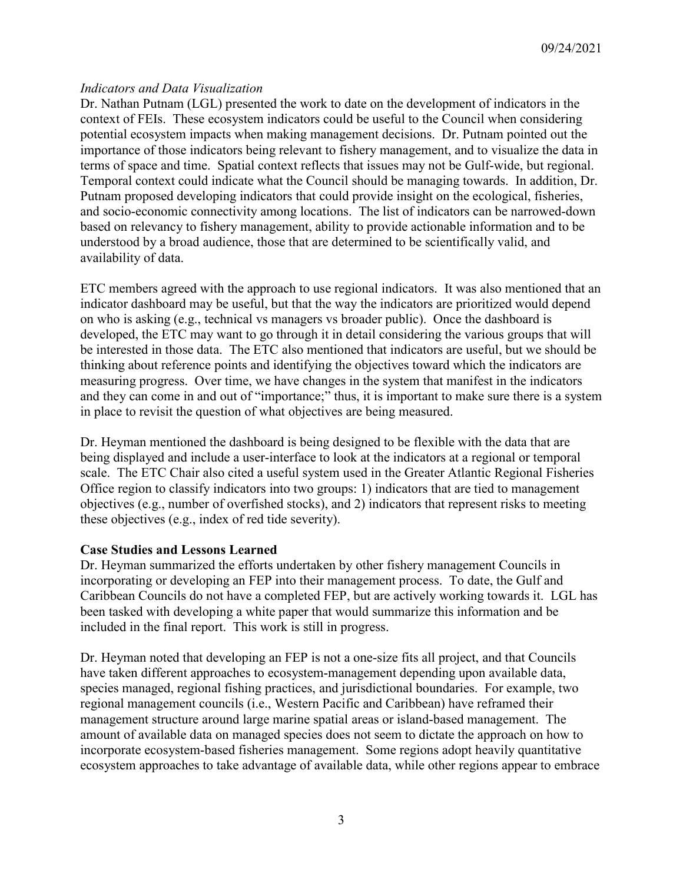*Indicators and Data Visualization*

Dr. Nathan Putnam (LGL) presented the work to date on the development of indicators in the context of FEIs. These ecosystem indicators could be useful to the Council when considering potential ecosystem impacts when making management decisions. Dr. Putnam pointed out the importance of those indicators being relevant to fishery management, and to visualize the data in terms of space and time. Spatial context reflects that issues may not be Gulf-wide, but regional. Temporal context could indicate what the Council should be managing towards. In addition, Dr. Putnam proposed developing indicators that could provide insight on the ecological, fisheries, and socio-economic connectivity among locations. The list of indicators can be narrowed-down based on relevancy to fishery management, ability to provide actionable information and to be understood by a broad audience, those that are determined to be scientifically valid, and availability of data.

ETC members agreed with the approach to use regional indicators. It was also mentioned that an indicator dashboard may be useful, but that the way the indicators are prioritized would depend on who is asking (e.g., technical vs managers vs broader public). Once the dashboard is developed, the ETC may want to go through it in detail considering the various groups that will be interested in those data. The ETC also mentioned that indicators are useful, but we should be thinking about reference points and identifying the objectives toward which the indicators are measuring progress. Over time, we have changes in the system that manifest in the indicators and they can come in and out of "importance;" thus, it is important to make sure there is a system in place to revisit the question of what objectives are being measured.

Dr. Heyman mentioned the dashboard is being designed to be flexible with the data that are being displayed and include a user-interface to look at the indicators at a regional or temporal scale. The ETC Chair also cited a useful system used in the Greater Atlantic Regional Fisheries Office region to classify indicators into two groups: 1) indicators that are tied to management objectives (e.g., number of overfished stocks), and 2) indicators that represent risks to meeting these objectives (e.g., index of red tide severity).

**Case Studies and Lessons Learned**

Dr. Heyman summarized the efforts undertaken by other fishery management Councils in incorporating or developing an FEP into their management process. To date, the Gulf and Caribbean Councils do not have a completed FEP, but are actively working towards it. LGL has been tasked with developing a white paper that would summarize this information and be included in the final report. This work is still in progress.

Dr. Heyman noted that developing an FEP is not a one-size fits all project, and that Councils have taken different approaches to ecosystem-management depending upon available data, species managed, regional fishing practices, and jurisdictional boundaries. For example, two regional management councils (i.e., Western Pacific and Caribbean) have reframed their management structure around large marine spatial areas or island-based management. The amount of available data on managed species does not seem to dictate the approach on how to incorporate ecosystem-based fisheries management. Some regions adopt heavily quantitative ecosystem approaches to take advantage of available data, while other regions appear to embrace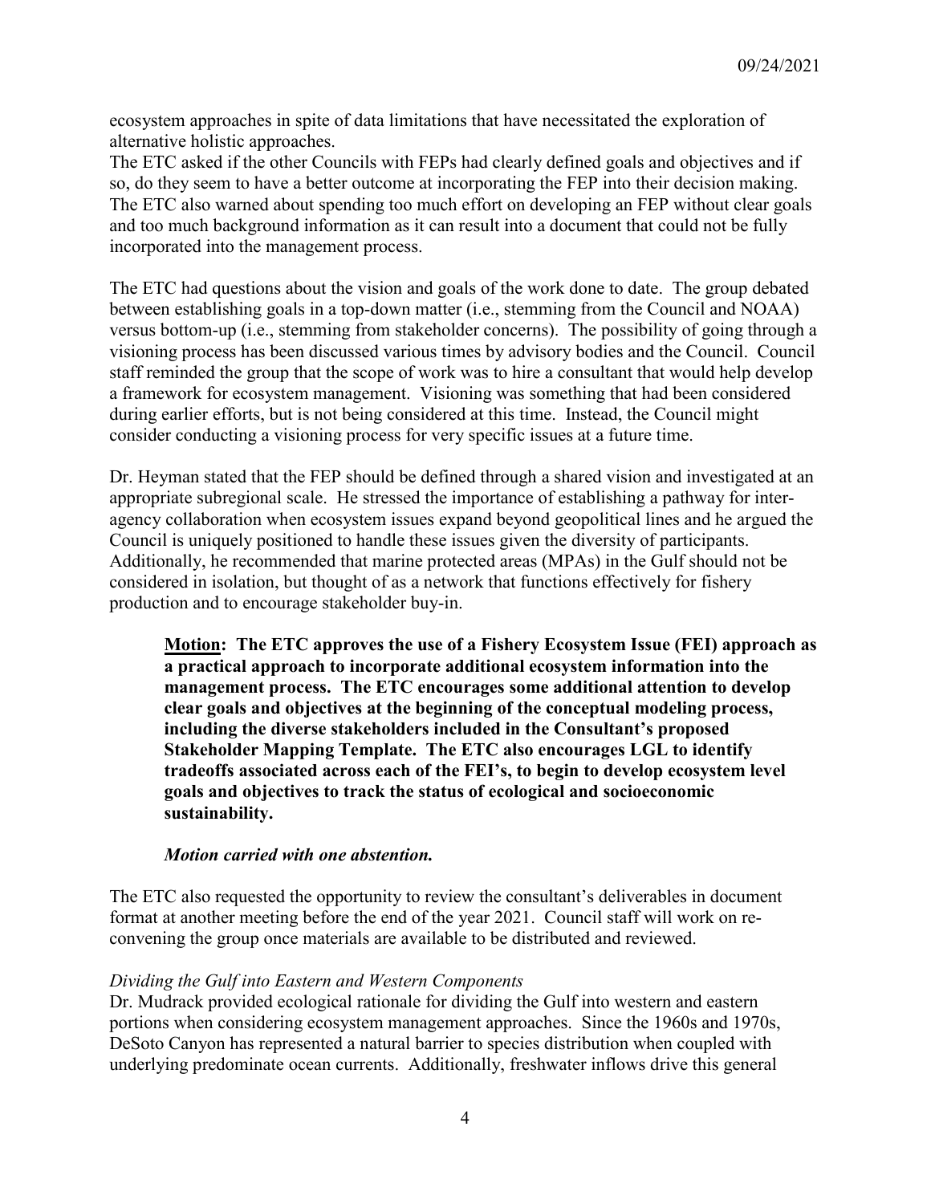ecosystem approaches in spite of data limitations that have necessitated the exploration of alternative holistic approaches.

The ETC asked if the other Councils with FEPs had clearly defined goals and objectives and if so, do they seem to have a better outcome at incorporating the FEP into their decision making. The ETC also warned about spending too much effort on developing an FEP without clear goals and too much background information as it can result into a document that could not be fully incorporated into the management process.

The ETC had questions about the vision and goals of the work done to date. The group debated between establishing goals in a top-down matter (i.e., stemming from the Council and NOAA) versus bottom-up (i.e., stemming from stakeholder concerns). The possibility of going through a visioning process has been discussed various times by advisory bodies and the Council. Council staff reminded the group that the scope of work was to hire a consultant that would help develop a framework for ecosystem management. Visioning was something that had been considered during earlier efforts, but is not being considered at this time. Instead, the Council might consider conducting a visioning process for very specific issues at a future time.

Dr. Heyman stated that the FEP should be defined through a shared vision and investigated at an appropriate subregional scale. He stressed the importance of establishing a pathway for inter-agency collaboration when ecosystem issues expand beyond geopolitical lines and he argued the Council is uniquely positioned to handle these issues given the diversity of participants. Additionally, he recommended that marine protected areas (MPAs) in the Gulf should not be considered in isolation, but thought of as a network that functions effectively for fishery production and to encourage stakeholder buy-in.

> **Motion: The ETC approves the use of a Fishery Ecosystem Issue (FEI) approach as a practical approach to incorporate additional ecosystem information into the management process. The ETC encourages some additional attention to develop clear goals and objectives at the beginning of the conceptual modeling process, including the diverse stakeholders included in the Consultant's proposed Stakeholder Mapping Template. The ETC also encourages LGL to identify tradeoffs associated across each of the FEI's, to begin to develop ecosystem level goals and objectives to track the status of ecological and socioeconomic sustainability.**
>
> ***Motion carried with one abstention.***

The ETC also requested the opportunity to review the consultant's deliverables in document format at another meeting before the end of the year 2021. Council staff will work on re-convening the group once materials are available to be distributed and reviewed.

*Dividing the Gulf into Eastern and Western Components*

Dr. Mudrack provided ecological rationale for dividing the Gulf into western and eastern portions when considering ecosystem management approaches. Since the 1960s and 1970s, DeSoto Canyon has represented a natural barrier to species distribution when coupled with underlying predominate ocean currents. Additionally, freshwater inflows drive this general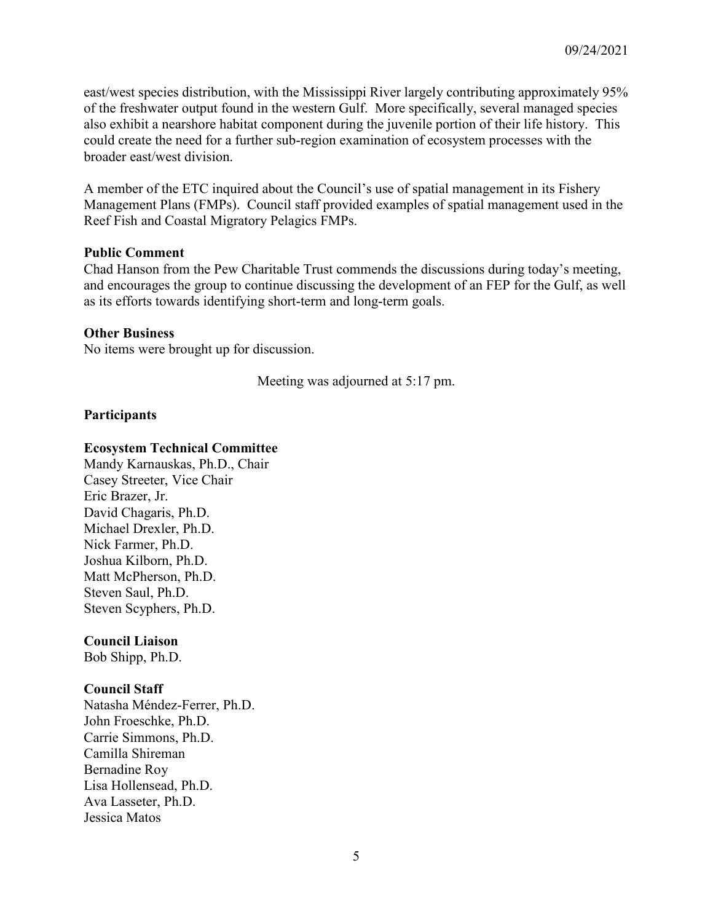east/west species distribution, with the Mississippi River largely contributing approximately 95% of the freshwater output found in the western Gulf. More specifically, several managed species also exhibit a nearshore habitat component during the juvenile portion of their life history. This could create the need for a further sub-region examination of ecosystem processes with the broader east/west division.

A member of the ETC inquired about the Council's use of spatial management in its Fishery Management Plans (FMPs). Council staff provided examples of spatial management used in the Reef Fish and Coastal Migratory Pelagics FMPs.

**Public Comment**

Chad Hanson from the Pew Charitable Trust commends the discussions during today's meeting, and encourages the group to continue discussing the development of an FEP for the Gulf, as well as its efforts towards identifying short-term and long-term goals.

**Other Business**

No items were brought up for discussion.

Meeting was adjourned at 5:17 pm.

**Participants**

**Ecosystem Technical Committee**

Mandy Karnauskas, Ph.D., Chair
Casey Streeter, Vice Chair
Eric Brazer, Jr.
David Chagaris, Ph.D.
Michael Drexler, Ph.D.
Nick Farmer, Ph.D.
Joshua Kilborn, Ph.D.
Matt McPherson, Ph.D.
Steven Saul, Ph.D.
Steven Scyphers, Ph.D.

**Council Liaison**

Bob Shipp, Ph.D.

**Council Staff**

Natasha Méndez-Ferrer, Ph.D.
John Froeschke, Ph.D.
Carrie Simmons, Ph.D.
Camilla Shireman
Bernadine Roy
Lisa Hollensead, Ph.D.
Ava Lasseter, Ph.D.
Jessica Matos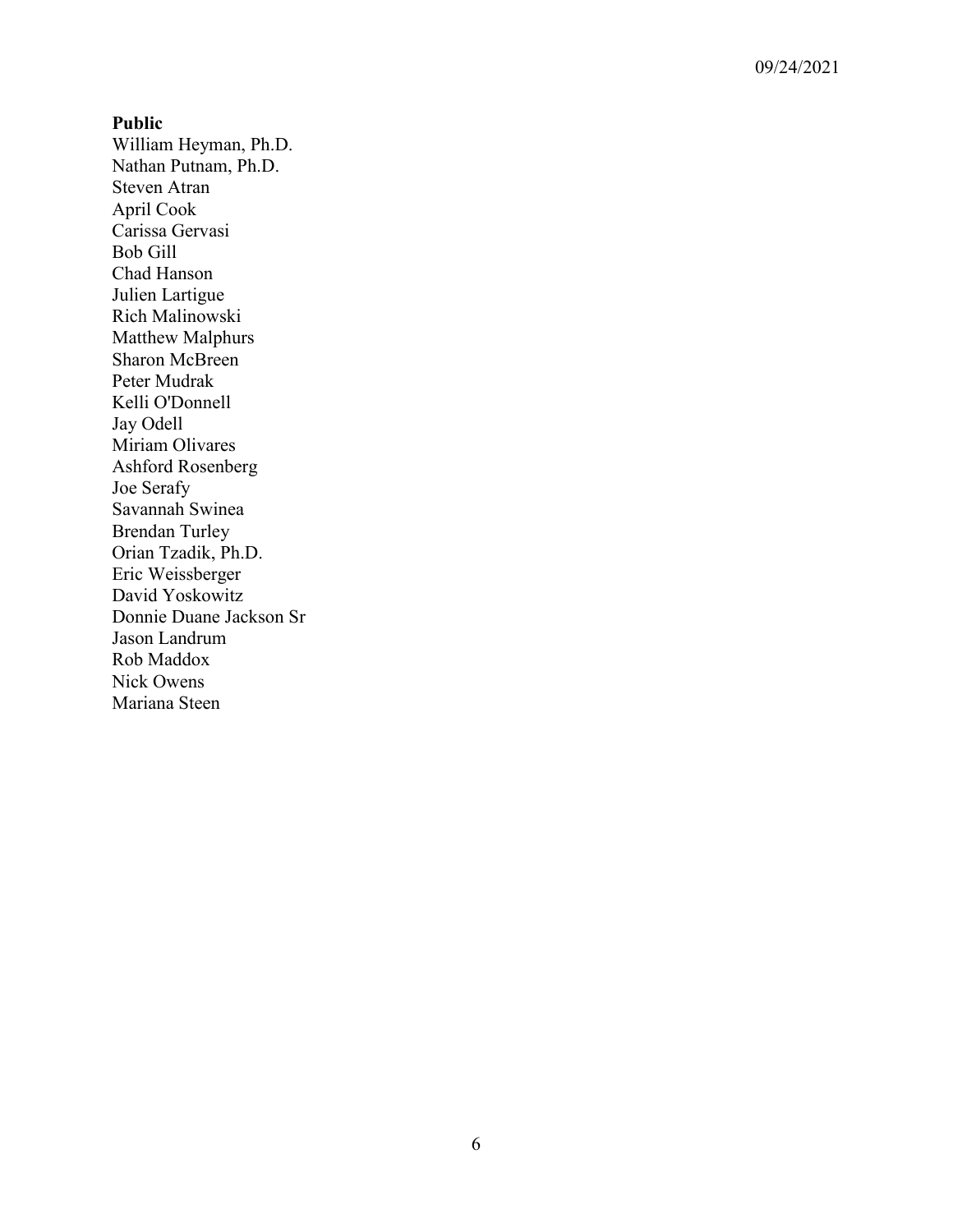09/24/2021

**Public**

William Heyman, Ph.D.
Nathan Putnam, Ph.D.
Steven Atran
April Cook
Carissa Gervasi
Bob Gill
Chad Hanson
Julien Lartigue
Rich Malinowski
Matthew Malphurs
Sharon McBreen
Peter Mudrak
Kelli O'Donnell
Jay Odell
Miriam Olivares
Ashford Rosenberg
Joe Serafy
Savannah Swinea
Brendan Turley
Orian Tzadik, Ph.D.
Eric Weissberger
David Yoskowitz
Donnie Duane Jackson Sr
Jason Landrum
Rob Maddox
Nick Owens
Mariana Steen